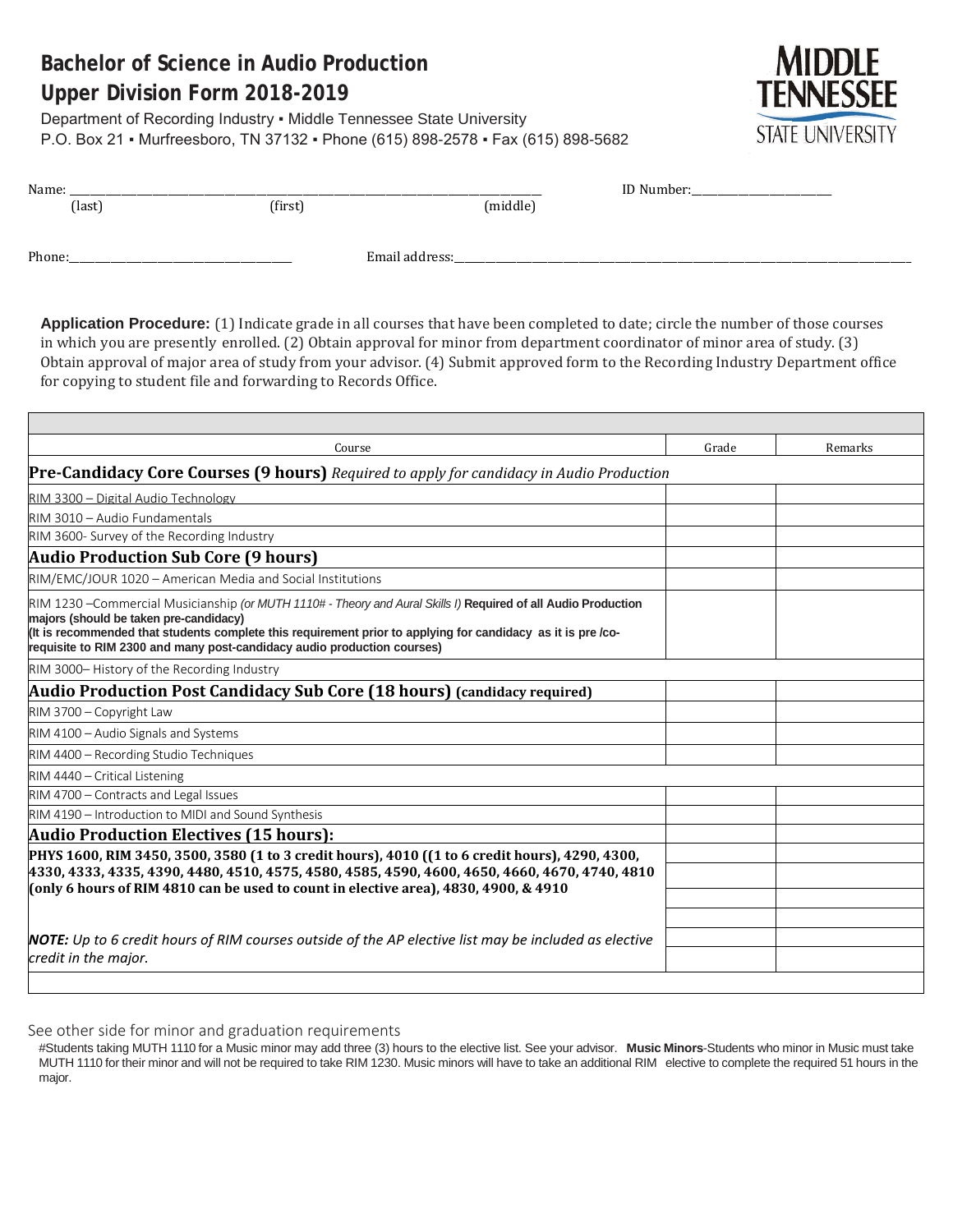# Bachelor of Science in Audio Production

## Upper Division Form 2018-2019

Department of Recording Industry ▪ Middle Tennessee State University
P.O. Box 21 ▪ Murfreesboro, TN 37132 ▪ Phone (615) 898-2578 ▪ Fax (615) 898-5682

MIDDLE TENNESSEE STATE UNIVERSITY

Name: ______________________________________________ ID Number:_______________
(last) (first) (middle)

Phone:_______________________ Email address:_____________________________________________

**Application Procedure:** (1) Indicate grade in all courses that have been completed to date; circle the number of those courses in which you are presently enrolled. (2) Obtain approval for minor from department coordinator of minor area of study. (3) Obtain approval of major area of study from your advisor. (4) Submit approved form to the Recording Industry Department office for copying to student file and forwarding to Records Office.

| Course | Grade | Remarks |
|---|---|---|
| **Pre-Candidacy Core Courses (9 hours)** *Required to apply for candidacy in Audio Production* | | |
| RIM 3300 – Digital Audio Technology | | |
| RIM 3010 – Audio Fundamentals | | |
| RIM 3600- Survey of the Recording Industry | | |
| **Audio Production Sub Core (9 hours)** | | |
| RIM/EMC/JOUR 1020 – American Media and Social Institutions | | |
| RIM 1230 –Commercial Musicianship *(or MUTH 1110# - Theory and Aural Skills I)* **Required of all Audio Production majors (should be taken pre-candidacy) (It is recommended that students complete this requirement prior to applying for candidacy as it is pre /co-requisite to RIM 2300 and many post-candidacy audio production courses)** | | |
| RIM 3000– History of the Recording Industry | | |
| **Audio Production Post Candidacy Sub Core (18 hours) (candidacy required)** | | |
| RIM 3700 – Copyright Law | | |
| RIM 4100 – Audio Signals and Systems | | |
| RIM 4400 – Recording Studio Techniques | | |
| RIM 4440 – Critical Listening | | |
| RIM 4700 – Contracts and Legal Issues | | |
| RIM 4190 – Introduction to MIDI and Sound Synthesis | | |
| **Audio Production Electives (15 hours):** | | |
| **PHYS 1600, RIM 3450, 3500, 3580 (1 to 3 credit hours), 4010 ((1 to 6 credit hours), 4290, 4300, 4330, 4333, 4335, 4390, 4480, 4510, 4575, 4580, 4585, 4590, 4600, 4650, 4660, 4670, 4740, 4810 (only 6 hours of RIM 4810 can be used to count in elective area), 4830, 4900, & 4910** | | |
| | | |
| | | |
| ***NOTE:*** *Up to 6 credit hours of RIM courses outside of the AP elective list may be included as elective credit in the major.* | | |
| | | |

See other side for minor and graduation requirements

#Students taking MUTH 1110 for a Music minor may add three (3) hours to the elective list. See your advisor. **Music Minors**-Students who minor in Music must take MUTH 1110 for their minor and will not be required to take RIM 1230. Music minors will have to take an additional RIM elective to complete the required 51 hours in the major.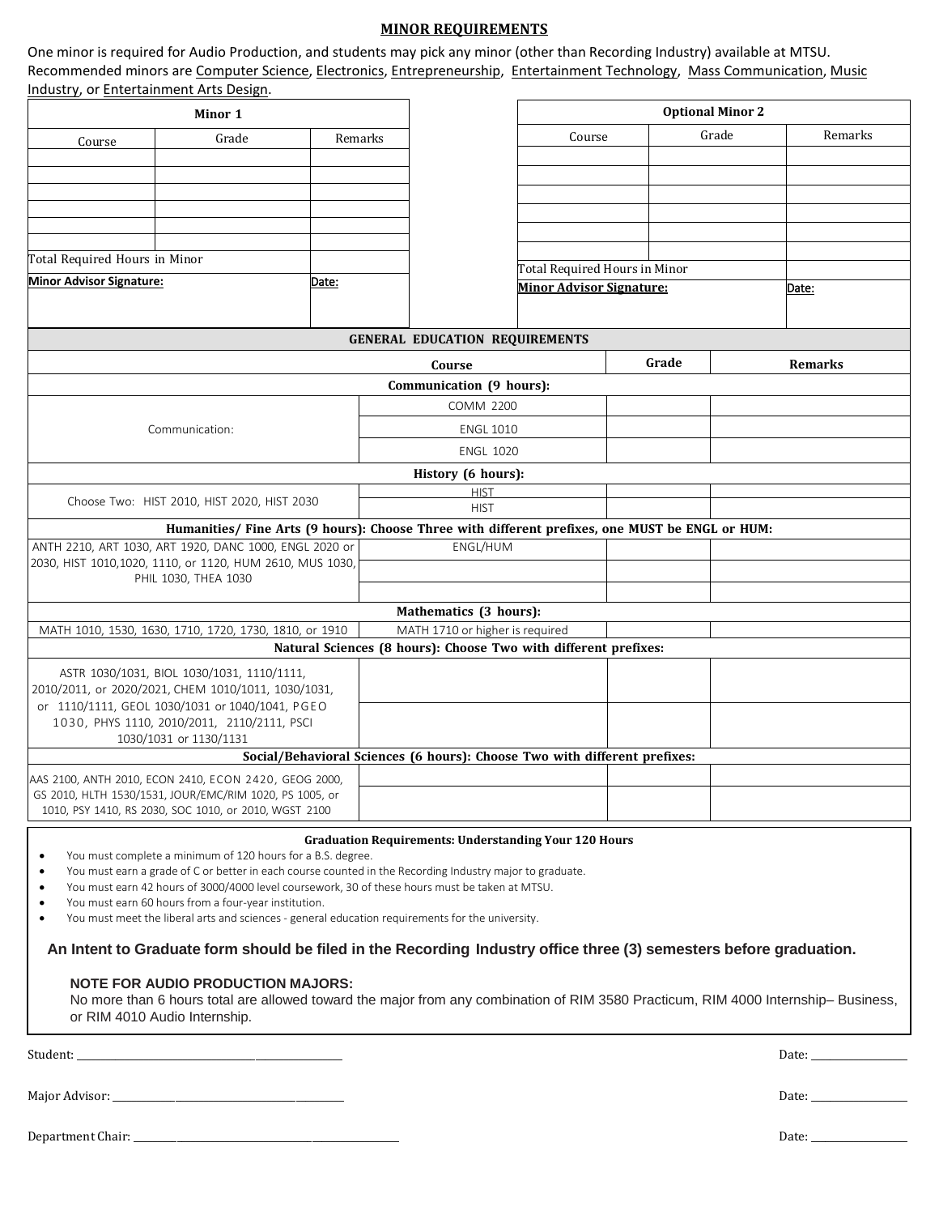## MINOR REQUIREMENTS

One minor is required for Audio Production, and students may pick any minor (other than Recording Industry) available at MTSU. Recommended minors are Computer Science, Electronics, Entrepreneurship, Entertainment Technology, Mass Communication, Music Industry, or Entertainment Arts Design.

| Minor 1 | | |
|---|---|---|
| Course | Grade | Remarks |
| | | |
| | | |
| | | |
| | | |
| | | |
| | | |
| Total Required Hours in Minor | | |
| **Minor Advisor Signature:** | | **Date:** |

| Optional Minor 2 | | |
|---|---|---|
| Course | Grade | Remarks |
| | | |
| | | |
| | | |
| | | |
| | | |
| | | |
| Total Required Hours in Minor | | |
| **Minor Advisor Signature:** | | **Date:** |

| GENERAL EDUCATION REQUIREMENTS | | | |
|---|---|---|---|
| | **Course** | **Grade** | **Remarks** |
| **Communication (9 hours):** | | | |
| Communication: | COMM 2200 | | |
| | ENGL 1010 | | |
| | ENGL 1020 | | |
| **History (6 hours):** | | | |
| Choose Two: HIST 2010, HIST 2020, HIST 2030 | HIST | | |
| | HIST | | |
| **Humanities/ Fine Arts (9 hours): Choose Three with different prefixes, one MUST be ENGL or HUM:** | | | |
| ANTH 2210, ART 1030, ART 1920, DANC 1000, ENGL 2020 or 2030, HIST 1010,1020, 1110, or 1120, HUM 2610, MUS 1030, PHIL 1030, THEA 1030 | ENGL/HUM | | |
| | | | |
| | | | |
| **Mathematics (3 hours):** | | | |
| MATH 1010, 1530, 1630, 1710, 1720, 1730, 1810, or 1910 | MATH 1710 or higher is required | | |
| **Natural Sciences (8 hours): Choose Two with different prefixes:** | | | |
| ASTR 1030/1031, BIOL 1030/1031, 1110/1111, 2010/2011, or 2020/2021, CHEM 1010/1011, 1030/1031, or 1110/1111, GEOL 1030/1031 or 1040/1041, PGEO 1030, PHYS 1110, 2010/2011, 2110/2111, PSCI 1030/1031 or 1130/1131 | | | |
| | | | |
| **Social/Behavioral Sciences (6 hours): Choose Two with different prefixes:** | | | |
| AAS 2100, ANTH 2010, ECON 2410, ECON 2420, GEOG 2000, GS 2010, HLTH 1530/1531, JOUR/EMC/RIM 1020, PS 1005, or 1010, PSY 1410, RS 2030, SOC 1010, or 2010, WGST 2100 | | | |
| | | | |

**Graduation Requirements: Understanding Your 120 Hours**

- You must complete a minimum of 120 hours for a B.S. degree.
- You must earn a grade of C or better in each course counted in the Recording Industry major to graduate.
- You must earn 42 hours of 3000/4000 level coursework, 30 of these hours must be taken at MTSU.
- You must earn 60 hours from a four-year institution.
- You must meet the liberal arts and sciences - general education requirements for the university.

**An Intent to Graduate form should be filed in the Recording Industry office three (3) semesters before graduation.**

**NOTE FOR AUDIO PRODUCTION MAJORS:**
No more than 6 hours total are allowed toward the major from any combination of RIM 3580 Practicum, RIM 4000 Internship– Business, or RIM 4010 Audio Internship.

Student: ______________________ Date: __________

Major Advisor: ______________________ Date: __________

Department Chair: ______________________ Date: __________